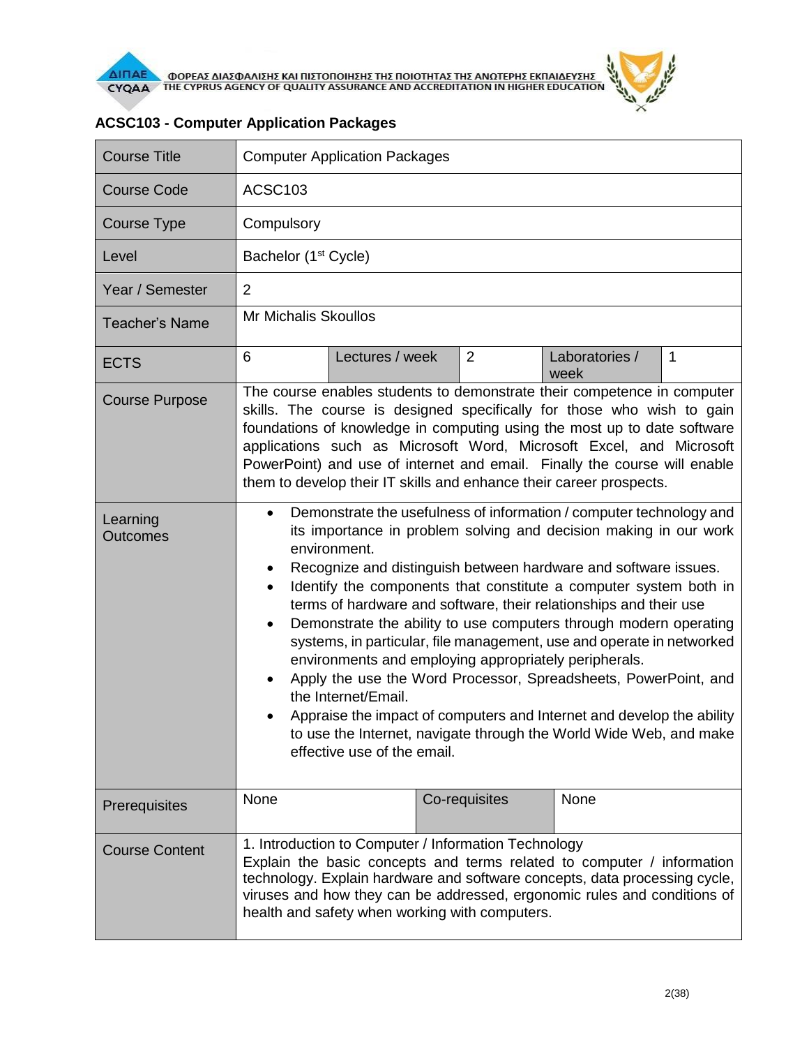## ACSC103 - Computer Application Packages

| Course Title | Computer Application Packages | | | | |
|---|---|---|---|---|---|
| Course Code | ACSC103 | | | | |
| Course Type | Compulsory | | | | |
| Level | Bachelor (1st Cycle) | | | | |
| Year / Semester | 2 | | | | |
| Teacher's Name | Mr Michalis Skoullos | | | | |
| ECTS | 6 | Lectures / week | 2 | Laboratories / week | 1 |
| Course Purpose | The course enables students to demonstrate their competence in computer skills. The course is designed specifically for those who wish to gain foundations of knowledge in computing using the most up to date software applications such as Microsoft Word, Microsoft Excel, and Microsoft PowerPoint) and use of internet and email. Finally the course will enable them to develop their IT skills and enhance their career prospects. | | | | |
| Learning Outcomes | • Demonstrate the usefulness of information / computer technology and its importance in problem solving and decision making in our work environment.<br>• Recognize and distinguish between hardware and software issues.<br>• Identify the components that constitute a computer system both in terms of hardware and software, their relationships and their use<br>• Demonstrate the ability to use computers through modern operating systems, in particular, file management, use and operate in networked environments and employing appropriately peripherals.<br>• Apply the use the Word Processor, Spreadsheets, PowerPoint, and the Internet/Email.<br>• Appraise the impact of computers and Internet and develop the ability to use the Internet, navigate through the World Wide Web, and make effective use of the email. | | | | |
| Prerequisites | None | Co-requisites | None | | |
| Course Content | 1. Introduction to Computer / Information Technology<br>Explain the basic concepts and terms related to computer / information technology. Explain hardware and software concepts, data processing cycle, viruses and how they can be addressed, ergonomic rules and conditions of health and safety when working with computers. | | | | |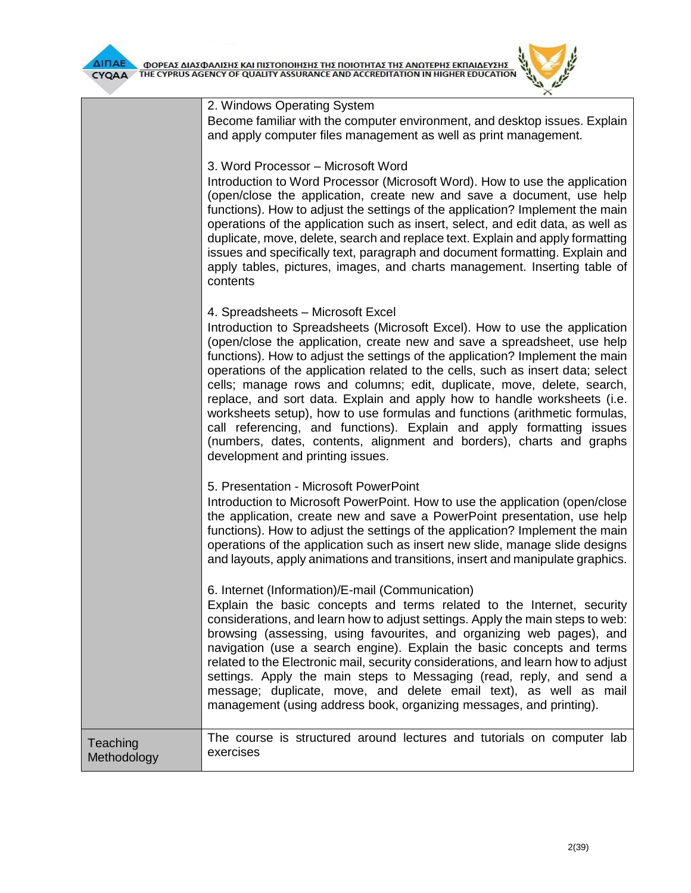|  |  |
|---|---|
|  | 2. Windows Operating System<br>Become familiar with the computer environment, and desktop issues. Explain and apply computer files management as well as print management.<br><br>3. Word Processor – Microsoft Word<br>Introduction to Word Processor (Microsoft Word). How to use the application (open/close the application, create new and save a document, use help functions). How to adjust the settings of the application? Implement the main operations of the application such as insert, select, and edit data, as well as duplicate, move, delete, search and replace text. Explain and apply formatting issues and specifically text, paragraph and document formatting. Explain and apply tables, pictures, images, and charts management. Inserting table of contents<br><br>4. Spreadsheets – Microsoft Excel<br>Introduction to Spreadsheets (Microsoft Excel). How to use the application (open/close the application, create new and save a spreadsheet, use help functions). How to adjust the settings of the application? Implement the main operations of the application related to the cells, such as insert data; select cells; manage rows and columns; edit, duplicate, move, delete, search, replace, and sort data. Explain and apply how to handle worksheets (i.e. worksheets setup), how to use formulas and functions (arithmetic formulas, call referencing, and functions). Explain and apply formatting issues (numbers, dates, contents, alignment and borders), charts and graphs development and printing issues.<br><br>5. Presentation - Microsoft PowerPoint<br>Introduction to Microsoft PowerPoint. How to use the application (open/close the application, create new and save a PowerPoint presentation, use help functions). How to adjust the settings of the application? Implement the main operations of the application such as insert new slide, manage slide designs and layouts, apply animations and transitions, insert and manipulate graphics.<br><br>6. Internet (Information)/E-mail (Communication)<br>Explain the basic concepts and terms related to the Internet, security considerations, and learn how to adjust settings. Apply the main steps to web: browsing (assessing, using favourites, and organizing web pages), and navigation (use a search engine). Explain the basic concepts and terms related to the Electronic mail, security considerations, and learn how to adjust settings. Apply the main steps to Messaging (read, reply, and send a message; duplicate, move, and delete email text), as well as mail management (using address book, organizing messages, and printing). |
| Teaching Methodology | The course is structured around lectures and tutorials on computer lab exercises |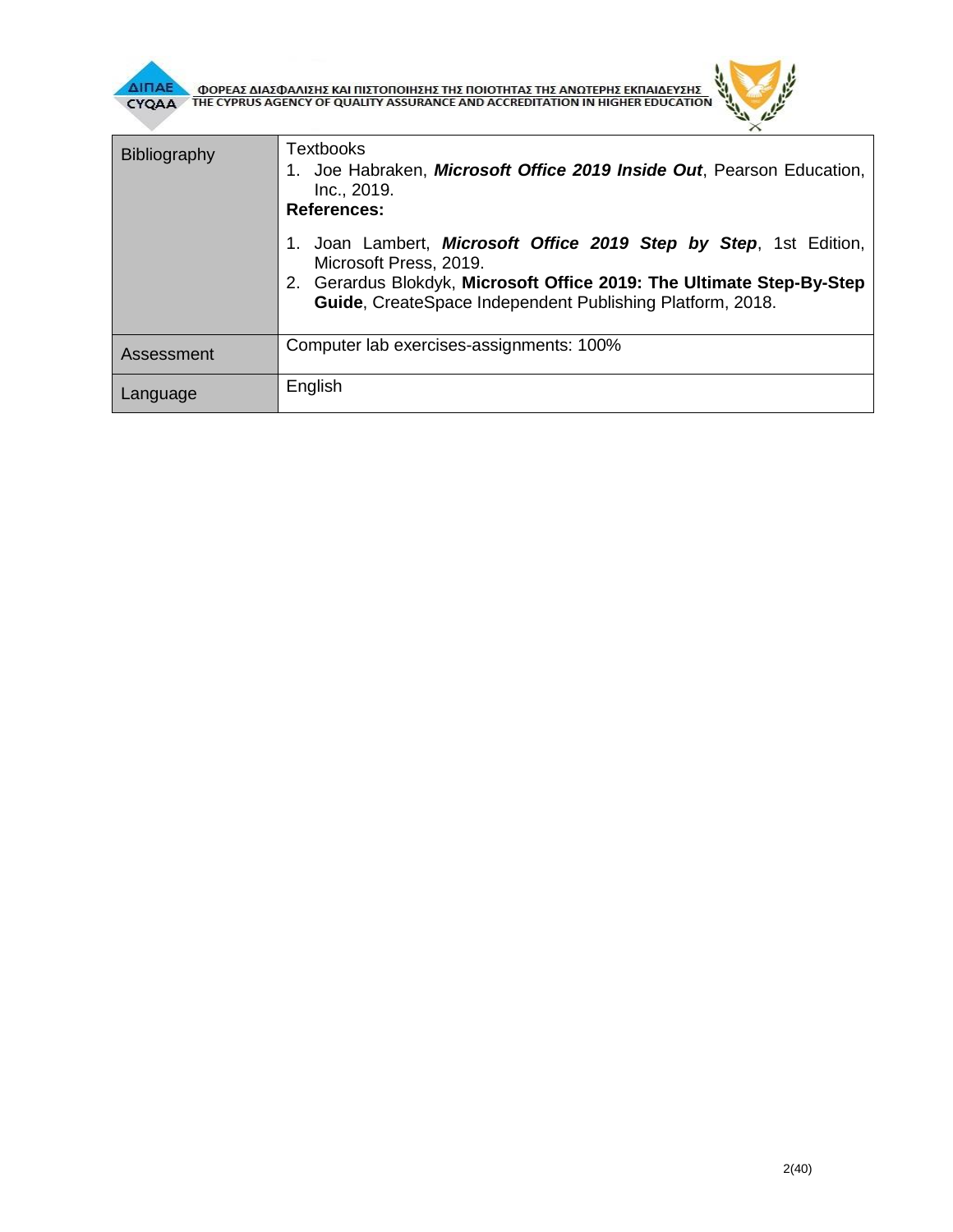| | |
|---|---|
| Bibliography | Textbooks<br>1. Joe Habraken, ***Microsoft Office 2019 Inside Out***, Pearson Education, Inc., 2019.<br>**References:**<br>1. Joan Lambert, ***Microsoft Office 2019 Step by Step***, 1st Edition, Microsoft Press, 2019.<br>2. Gerardus Blokdyk, **Microsoft Office 2019: The Ultimate Step-By-Step Guide**, CreateSpace Independent Publishing Platform, 2018. |
| Assessment | Computer lab exercises-assignments: 100% |
| Language | English |